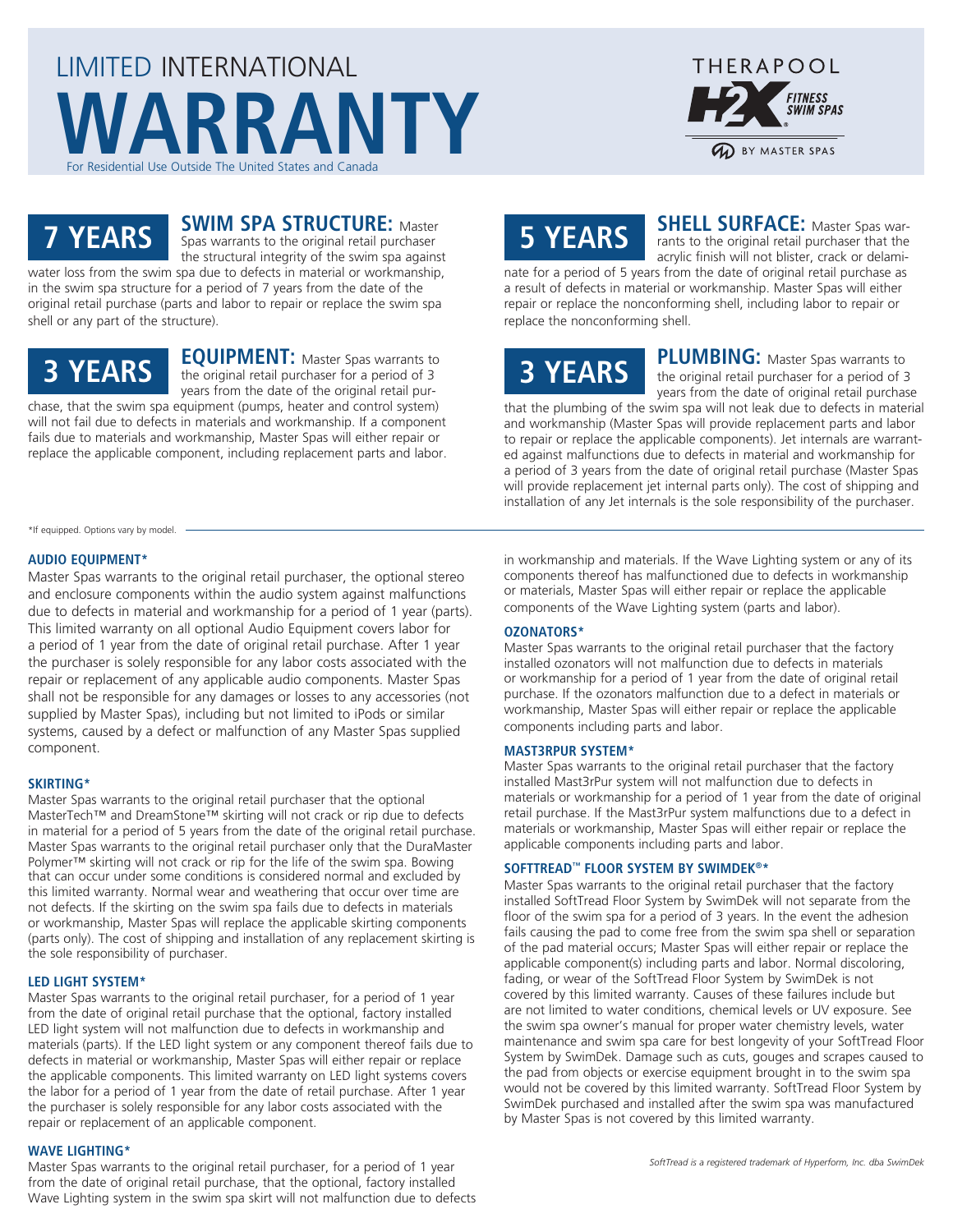# LIMITED INTERNATIONAL WARRANTY

For Residential Use Outside The United States and Canada

THERAPOOL H2X FITNESS SWIM SPAS BY MASTER SPAS

## 7 YEARS

**SWIM SPA STRUCTURE:** Master Spas warrants to the original retail purchaser the structural integrity of the swim spa against water loss from the swim spa due to defects in material or workmanship, in the swim spa structure for a period of 7 years from the date of the original retail purchase (parts and labor to repair or replace the swim spa shell or any part of the structure).

## 3 YEARS

**EQUIPMENT:** Master Spas warrants to the original retail purchaser for a period of 3 years from the date of the original retail purchase, that the swim spa equipment (pumps, heater and control system) will not fail due to defects in materials and workmanship. If a component fails due to materials and workmanship, Master Spas will either repair or replace the applicable component, including replacement parts and labor.

## 5 YEARS

**SHELL SURFACE:** Master Spas warrants to the original retail purchaser that the acrylic finish will not blister, crack or delaminate for a period of 5 years from the date of original retail purchase as a result of defects in material or workmanship. Master Spas will either repair or replace the nonconforming shell, including labor to repair or replace the nonconforming shell.

## 3 YEARS

**PLUMBING:** Master Spas warrants to the original retail purchaser for a period of 3 years from the date of original retail purchase that the plumbing of the swim spa will not leak due to defects in material and workmanship (Master Spas will provide replacement parts and labor to repair or replace the applicable components). Jet internals are warranted against malfunctions due to defects in material and workmanship for a period of 3 years from the date of original retail purchase (Master Spas will provide replacement jet internal parts only). The cost of shipping and installation of any Jet internals is the sole responsibility of the purchaser.

*If equipped. Options vary by model.

### AUDIO EQUIPMENT*

Master Spas warrants to the original retail purchaser, the optional stereo and enclosure components within the audio system against malfunctions due to defects in material and workmanship for a period of 1 year (parts). This limited warranty on all optional Audio Equipment covers labor for a period of 1 year from the date of original retail purchase. After 1 year the purchaser is solely responsible for any labor costs associated with the repair or replacement of any applicable audio components. Master Spas shall not be responsible for any damages or losses to any accessories (not supplied by Master Spas), including but not limited to iPods or similar systems, caused by a defect or malfunction of any Master Spas supplied component.

### SKIRTING*

Master Spas warrants to the original retail purchaser that the optional MasterTech™ and DreamStone™ skirting will not crack or rip due to defects in material for a period of 5 years from the date of the original retail purchase. Master Spas warrants to the original retail purchaser only that the DuraMaster Polymer™ skirting will not crack or rip for the life of the swim spa. Bowing that can occur under some conditions is considered normal and excluded by this limited warranty. Normal wear and weathering that occur over time are not defects. If the skirting on the swim spa fails due to defects in materials or workmanship, Master Spas will replace the applicable skirting components (parts only). The cost of shipping and installation of any replacement skirting is the sole responsibility of purchaser.

### LED LIGHT SYSTEM*

Master Spas warrants to the original retail purchaser, for a period of 1 year from the date of original retail purchase that the optional, factory installed LED light system will not malfunction due to defects in workmanship and materials (parts). If the LED light system or any component thereof fails due to defects in material or workmanship, Master Spas will either repair or replace the applicable components. This limited warranty on LED light systems covers the labor for a period of 1 year from the date of retail purchase. After 1 year the purchaser is solely responsible for any labor costs associated with the repair or replacement of an applicable component.

### WAVE LIGHTING*

Master Spas warrants to the original retail purchaser, for a period of 1 year from the date of original retail purchase, that the optional, factory installed Wave Lighting system in the swim spa skirt will not malfunction due to defects in workmanship and materials. If the Wave Lighting system or any of its components thereof has malfunctioned due to defects in workmanship or materials, Master Spas will either repair or replace the applicable components of the Wave Lighting system (parts and labor).

### OZONATORS*

Master Spas warrants to the original retail purchaser that the factory installed ozonators will not malfunction due to defects in materials or workmanship for a period of 1 year from the date of original retail purchase. If the ozonators malfunction due to a defect in materials or workmanship, Master Spas will either repair or replace the applicable components including parts and labor.

### MAST3RPUR SYSTEM*

Master Spas warrants to the original retail purchaser that the factory installed Mast3rPur system will not malfunction due to defects in materials or workmanship for a period of 1 year from the date of original retail purchase. If the Mast3rPur system malfunctions due to a defect in materials or workmanship, Master Spas will either repair or replace the applicable components including parts and labor.

### SOFTTREAD™ FLOOR SYSTEM BY SWIMDEK®*

Master Spas warrants to the original retail purchaser that the factory installed SoftTread Floor System by SwimDek will not separate from the floor of the swim spa for a period of 3 years. In the event the adhesion fails causing the pad to come free from the swim spa shell or separation of the pad material occurs; Master Spas will either repair or replace the applicable component(s) including parts and labor. Normal discoloring, fading, or wear of the SoftTread Floor System by SwimDek is not covered by this limited warranty. Causes of these failures include but are not limited to water conditions, chemical levels or UV exposure. See the swim spa owner's manual for proper water chemistry levels, water maintenance and swim spa care for best longevity of your SoftTread Floor System by SwimDek. Damage such as cuts, gouges and scrapes caused to the pad from objects or exercise equipment brought in to the swim spa would not be covered by this limited warranty. SoftTread Floor System by SwimDek purchased and installed after the swim spa was manufactured by Master Spas is not covered by this limited warranty.

*SoftTread is a registered trademark of Hyperform, Inc. dba SwimDek*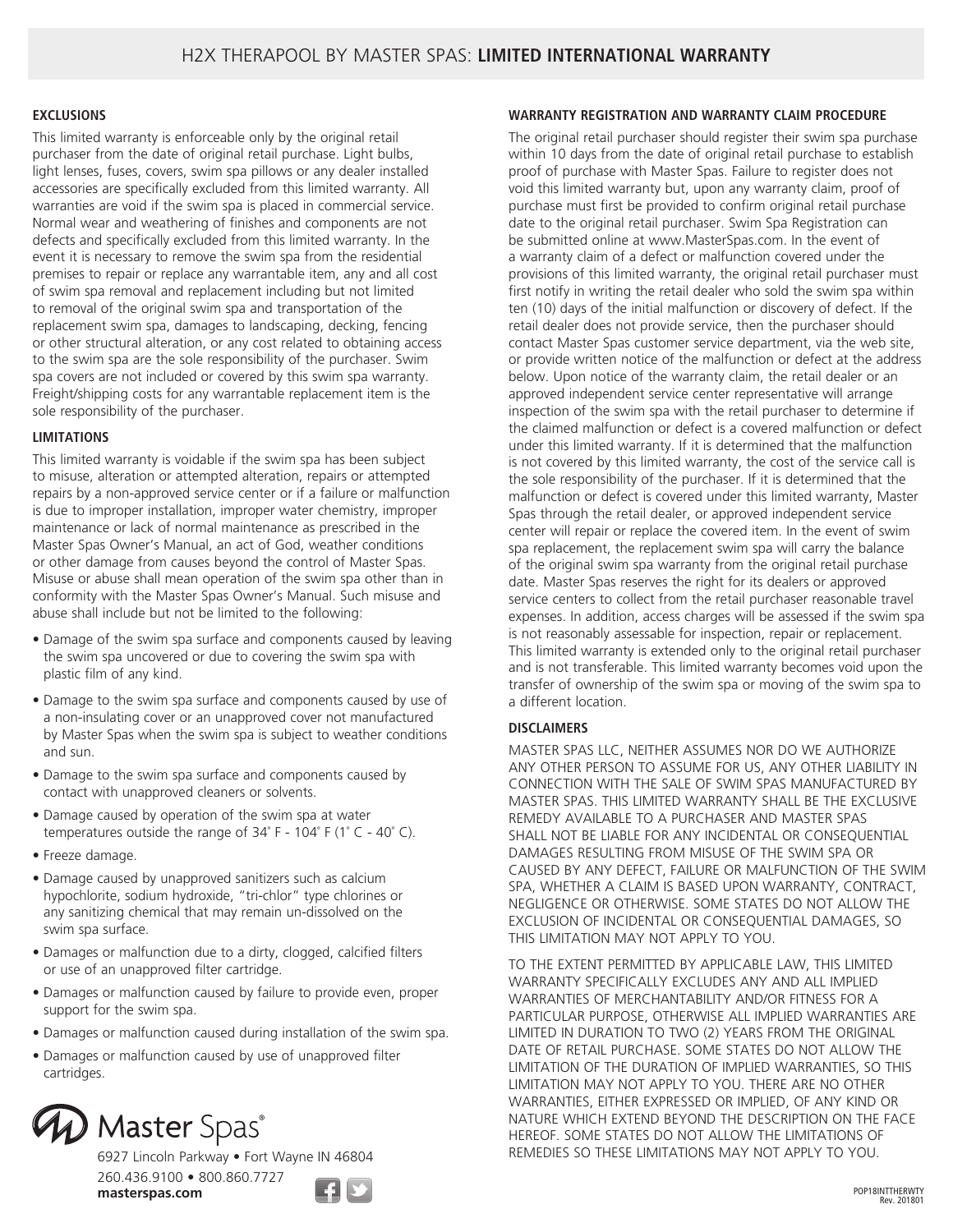# H2X THERAPOOL BY MASTER SPAS: **LIMITED INTERNATIONAL WARRANTY**

**EXCLUSIONS**

This limited warranty is enforceable only by the original retail purchaser from the date of original retail purchase. Light bulbs, light lenses, fuses, covers, swim spa pillows or any dealer installed accessories are specifically excluded from this limited warranty. All warranties are void if the swim spa is placed in commercial service. Normal wear and weathering of finishes and components are not defects and specifically excluded from this limited warranty. In the event it is necessary to remove the swim spa from the residential premises to repair or replace any warrantable item, any and all cost of swim spa removal and replacement including but not limited to removal of the original swim spa and transportation of the replacement swim spa, damages to landscaping, decking, fencing or other structural alteration, or any cost related to obtaining access to the swim spa are the sole responsibility of the purchaser. Swim spa covers are not included or covered by this swim spa warranty. Freight/shipping costs for any warrantable replacement item is the sole responsibility of the purchaser.

**LIMITATIONS**

This limited warranty is voidable if the swim spa has been subject to misuse, alteration or attempted alteration, repairs or attempted repairs by a non-approved service center or if a failure or malfunction is due to improper installation, improper water chemistry, improper maintenance or lack of normal maintenance as prescribed in the Master Spas Owner's Manual, an act of God, weather conditions or other damage from causes beyond the control of Master Spas. Misuse or abuse shall mean operation of the swim spa other than in conformity with the Master Spas Owner's Manual. Such misuse and abuse shall include but not be limited to the following:

- Damage of the swim spa surface and components caused by leaving the swim spa uncovered or due to covering the swim spa with plastic film of any kind.
- Damage to the swim spa surface and components caused by use of a non-insulating cover or an unapproved cover not manufactured by Master Spas when the swim spa is subject to weather conditions and sun.
- Damage to the swim spa surface and components caused by contact with unapproved cleaners or solvents.
- Damage caused by operation of the swim spa at water temperatures outside the range of 34˚ F - 104˚ F (1˚ C - 40˚ C).
- Freeze damage.
- Damage caused by unapproved sanitizers such as calcium hypochlorite, sodium hydroxide, "tri-chlor" type chlorines or any sanitizing chemical that may remain un-dissolved on the swim spa surface.
- Damages or malfunction due to a dirty, clogged, calcified filters or use of an unapproved filter cartridge.
- Damages or malfunction caused by failure to provide even, proper support for the swim spa.
- Damages or malfunction caused during installation of the swim spa.
- Damages or malfunction caused by use of unapproved filter cartridges.

**WARRANTY REGISTRATION AND WARRANTY CLAIM PROCEDURE**

The original retail purchaser should register their swim spa purchase within 10 days from the date of original retail purchase to establish proof of purchase with Master Spas. Failure to register does not void this limited warranty but, upon any warranty claim, proof of purchase must first be provided to confirm original retail purchase date to the original retail purchaser. Swim Spa Registration can be submitted online at www.MasterSpas.com. In the event of a warranty claim of a defect or malfunction covered under the provisions of this limited warranty, the original retail purchaser must first notify in writing the retail dealer who sold the swim spa within ten (10) days of the initial malfunction or discovery of defect. If the retail dealer does not provide service, then the purchaser should contact Master Spas customer service department, via the web site, or provide written notice of the malfunction or defect at the address below. Upon notice of the warranty claim, the retail dealer or an approved independent service center representative will arrange inspection of the swim spa with the retail purchaser to determine if the claimed malfunction or defect is a covered malfunction or defect under this limited warranty. If it is determined that the malfunction is not covered by this limited warranty, the cost of the service call is the sole responsibility of the purchaser. If it is determined that the malfunction or defect is covered under this limited warranty, Master Spas through the retail dealer, or approved independent service center will repair or replace the covered item. In the event of swim spa replacement, the replacement swim spa will carry the balance of the original swim spa warranty from the original retail purchase date. Master Spas reserves the right for its dealers or approved service centers to collect from the retail purchaser reasonable travel expenses. In addition, access charges will be assessed if the swim spa is not reasonably assessable for inspection, repair or replacement. This limited warranty is extended only to the original retail purchaser and is not transferable. This limited warranty becomes void upon the transfer of ownership of the swim spa or moving of the swim spa to a different location.

**DISCLAIMERS**

MASTER SPAS LLC, NEITHER ASSUMES NOR DO WE AUTHORIZE ANY OTHER PERSON TO ASSUME FOR US, ANY OTHER LIABILITY IN CONNECTION WITH THE SALE OF SWIM SPAS MANUFACTURED BY MASTER SPAS. THIS LIMITED WARRANTY SHALL BE THE EXCLUSIVE REMEDY AVAILABLE TO A PURCHASER AND MASTER SPAS SHALL NOT BE LIABLE FOR ANY INCIDENTAL OR CONSEQUENTIAL DAMAGES RESULTING FROM MISUSE OF THE SWIM SPA OR CAUSED BY ANY DEFECT, FAILURE OR MALFUNCTION OF THE SWIM SPA, WHETHER A CLAIM IS BASED UPON WARRANTY, CONTRACT, NEGLIGENCE OR OTHERWISE. SOME STATES DO NOT ALLOW THE EXCLUSION OF INCIDENTAL OR CONSEQUENTIAL DAMAGES, SO THIS LIMITATION MAY NOT APPLY TO YOU.

TO THE EXTENT PERMITTED BY APPLICABLE LAW, THIS LIMITED WARRANTY SPECIFICALLY EXCLUDES ANY AND ALL IMPLIED WARRANTIES OF MERCHANTABILITY AND/OR FITNESS FOR A PARTICULAR PURPOSE, OTHERWISE ALL IMPLIED WARRANTIES ARE LIMITED IN DURATION TO TWO (2) YEARS FROM THE ORIGINAL DATE OF RETAIL PURCHASE. SOME STATES DO NOT ALLOW THE LIMITATION OF THE DURATION OF IMPLIED WARRANTIES, SO THIS LIMITATION MAY NOT APPLY TO YOU. THERE ARE NO OTHER WARRANTIES, EITHER EXPRESSED OR IMPLIED, OF ANY KIND OR NATURE WHICH EXTEND BEYOND THE DESCRIPTION ON THE FACE HEREOF. SOME STATES DO NOT ALLOW THE LIMITATIONS OF REMEDIES SO THESE LIMITATIONS MAY NOT APPLY TO YOU.

Master Spas®

6927 Lincoln Parkway • Fort Wayne IN 46804

260.436.9100 • 800.860.7727

**masterspas.com**

POP18INTTHERWTY
Rev. 201801